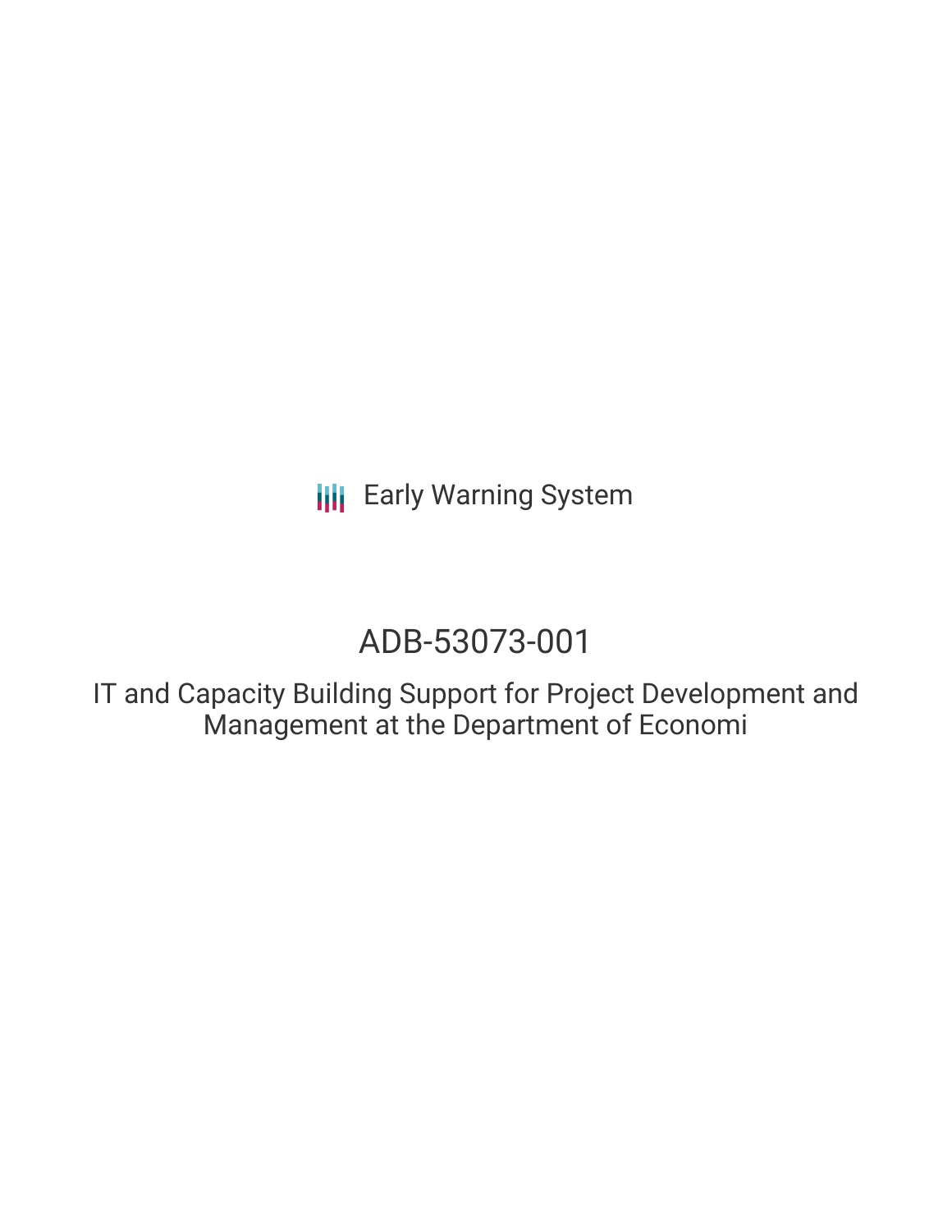Early Warning System

# ADB-53073-001

## IT and Capacity Building Support for Project Development and Management at the Department of Economi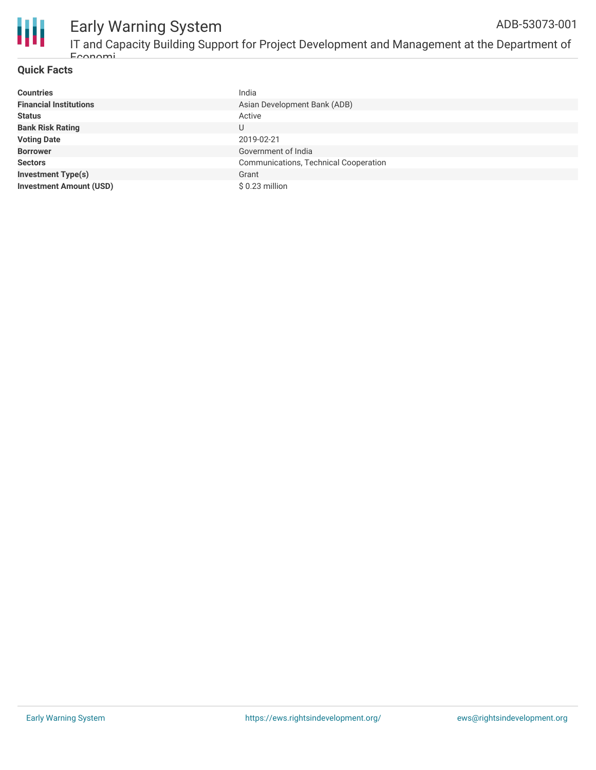## Quick Facts

| | |
|---|---|
| **Countries** | India |
| **Financial Institutions** | Asian Development Bank (ADB) |
| **Status** | Active |
| **Bank Risk Rating** | U |
| **Voting Date** | 2019-02-21 |
| **Borrower** | Government of India |
| **Sectors** | Communications, Technical Cooperation |
| **Investment Type(s)** | Grant |
| **Investment Amount (USD)** | $ 0.23 million |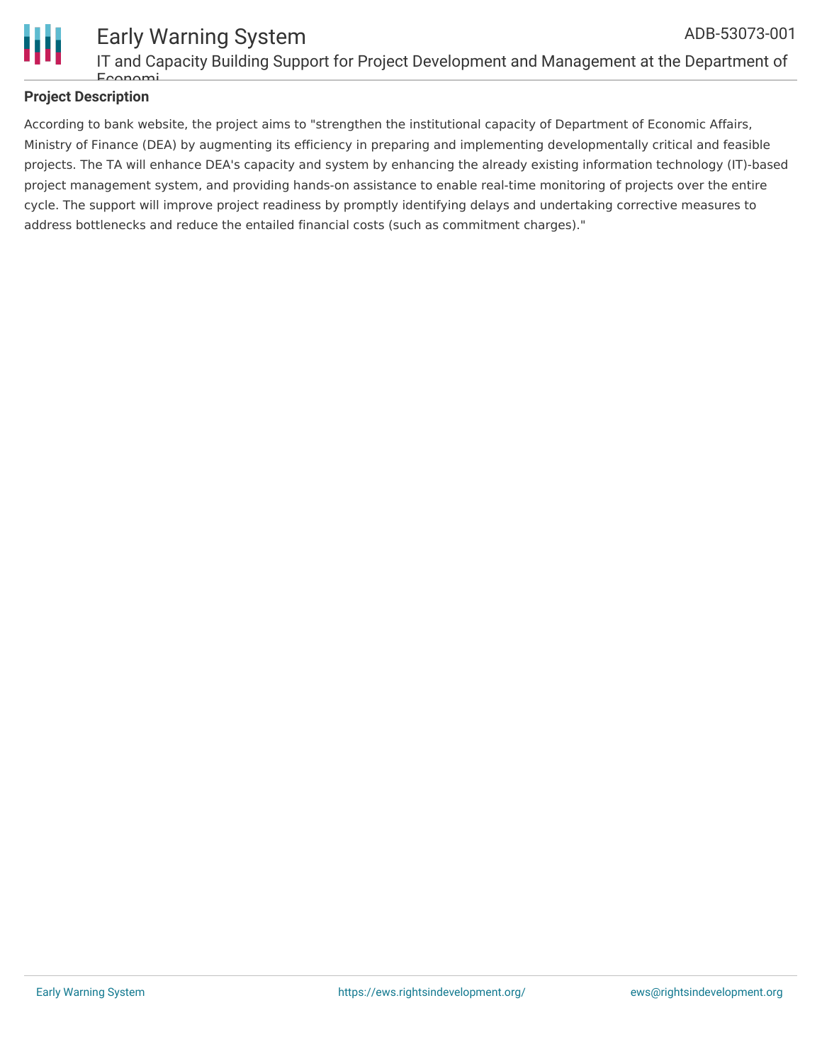## Project Description

According to bank website, the project aims to "strengthen the institutional capacity of Department of Economic Affairs, Ministry of Finance (DEA) by augmenting its efficiency in preparing and implementing developmentally critical and feasible projects. The TA will enhance DEA's capacity and system by enhancing the already existing information technology (IT)-based project management system, and providing hands-on assistance to enable real-time monitoring of projects over the entire cycle. The support will improve project readiness by promptly identifying delays and undertaking corrective measures to address bottlenecks and reduce the entailed financial costs (such as commitment charges)."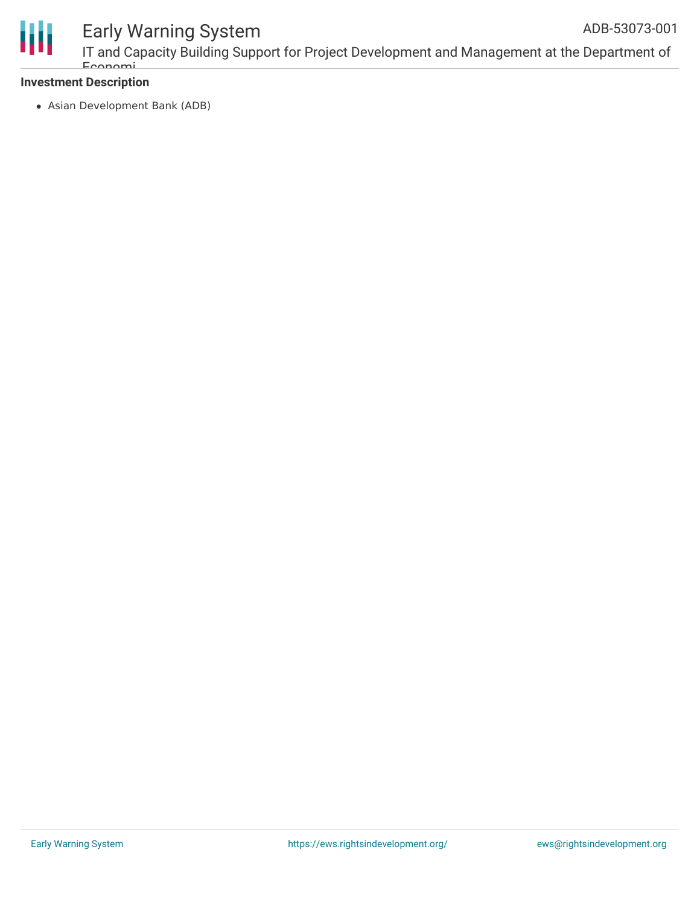**Investment Description**

- Asian Development Bank (ADB)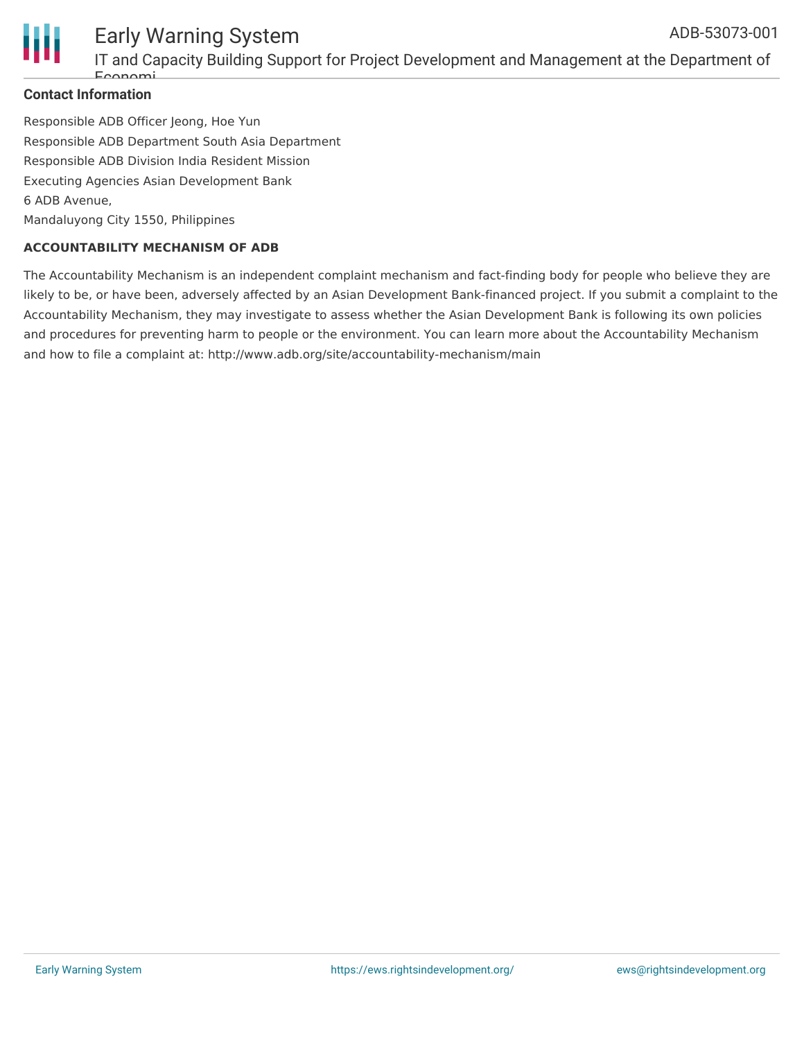**Contact Information**

Responsible ADB Officer Jeong, Hoe Yun
Responsible ADB Department South Asia Department
Responsible ADB Division India Resident Mission
Executing Agencies Asian Development Bank
6 ADB Avenue,
Mandaluyong City 1550, Philippines

**ACCOUNTABILITY MECHANISM OF ADB**

The Accountability Mechanism is an independent complaint mechanism and fact-finding body for people who believe they are likely to be, or have been, adversely affected by an Asian Development Bank-financed project. If you submit a complaint to the Accountability Mechanism, they may investigate to assess whether the Asian Development Bank is following its own policies and procedures for preventing harm to people or the environment. You can learn more about the Accountability Mechanism and how to file a complaint at: http://www.adb.org/site/accountability-mechanism/main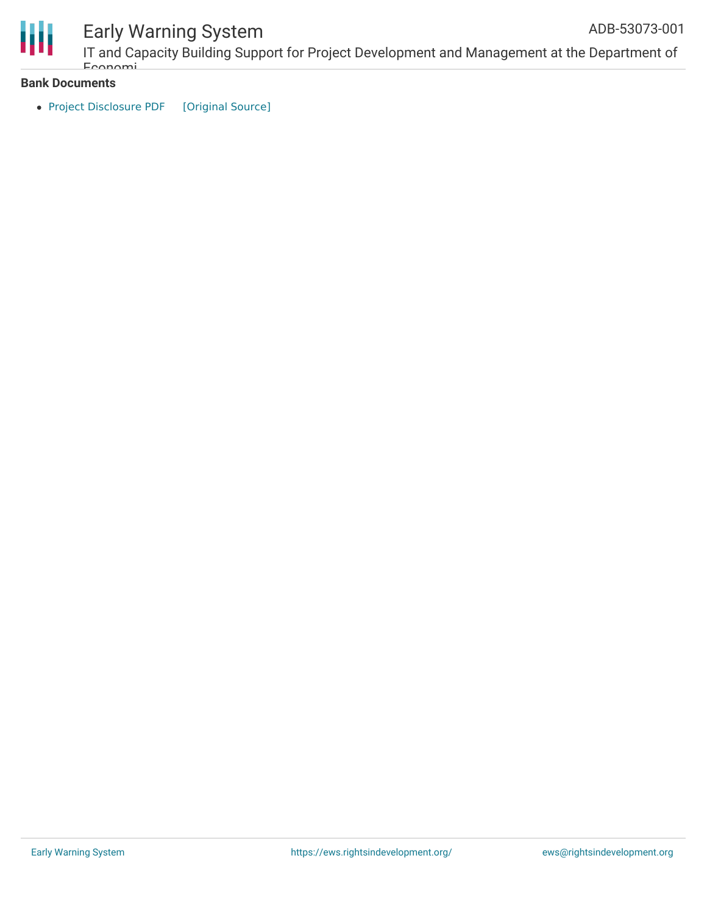**Bank Documents**

- Project Disclosure PDF [Original Source]